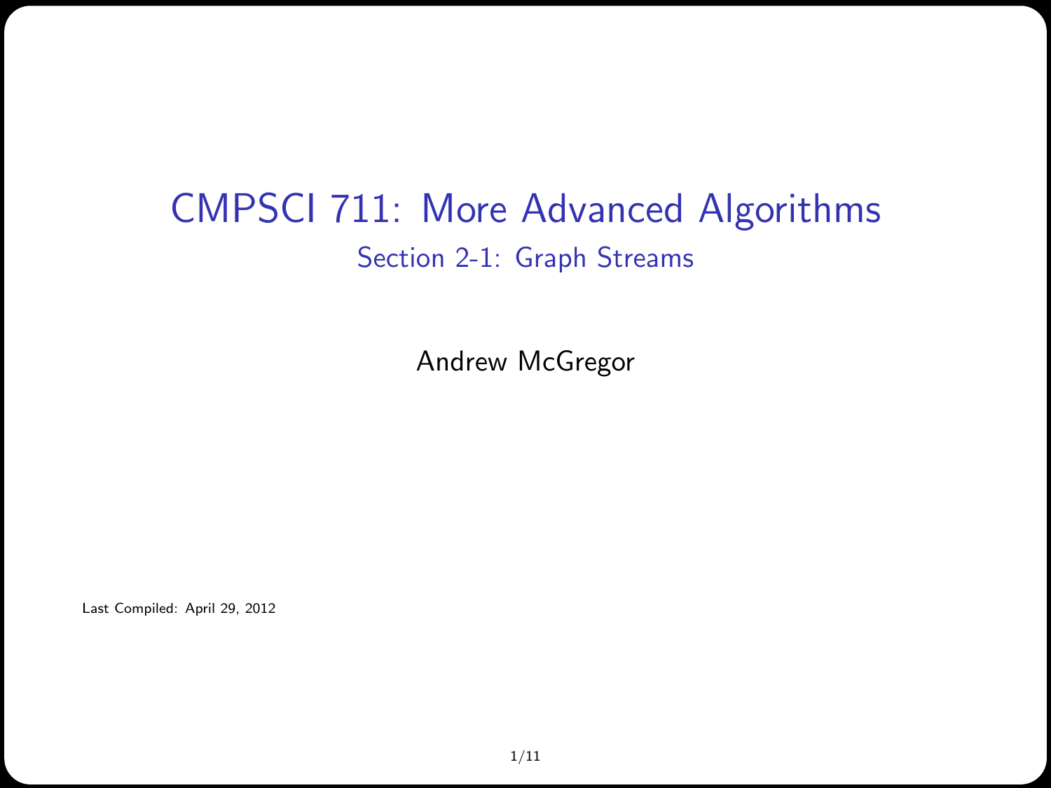# CMPSCI 711: More Advanced Algorithms

## Section 2-1: Graph Streams

Andrew McGregor

Last Compiled: April 29, 2012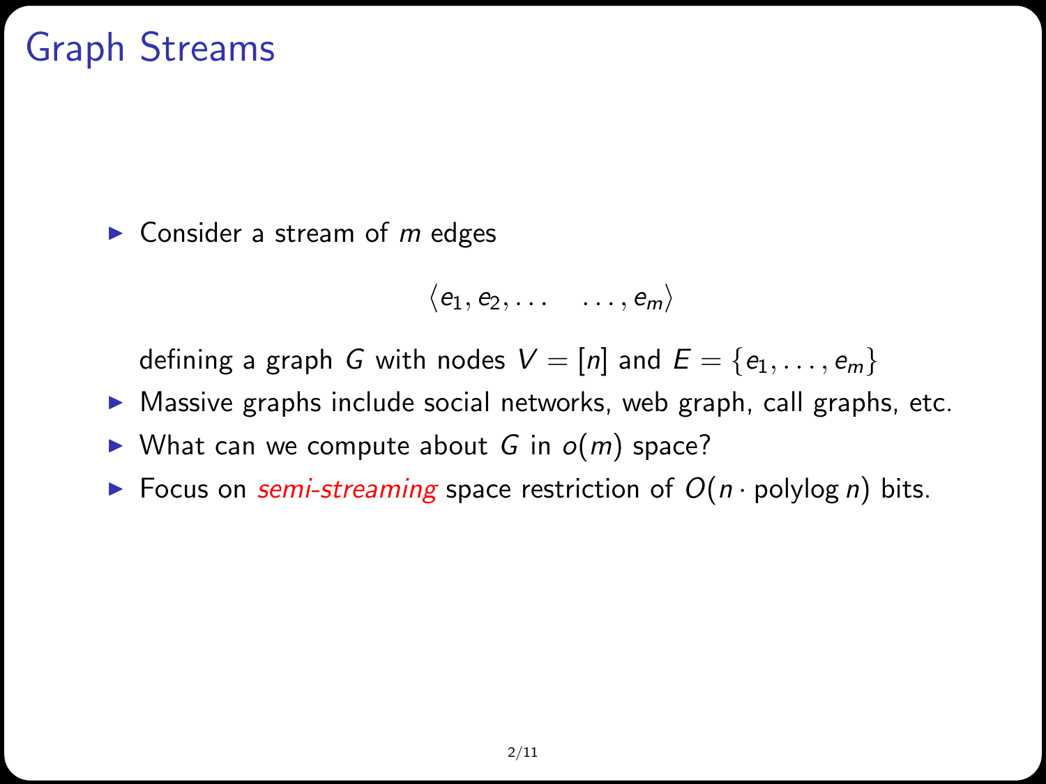# Graph Streams

- Consider a stream of $m$ edges

$$\langle e_1, e_2, \ldots \quad \ldots, e_m \rangle$$

  defining a graph $G$ with nodes $V = [n]$ and $E = \{e_1, \ldots, e_m\}$
- Massive graphs include social networks, web graph, call graphs, etc.
- What can we compute about $G$ in $o(m)$ space?
- Focus on *semi-streaming* space restriction of $O(n \cdot \text{polylog}\, n)$ bits.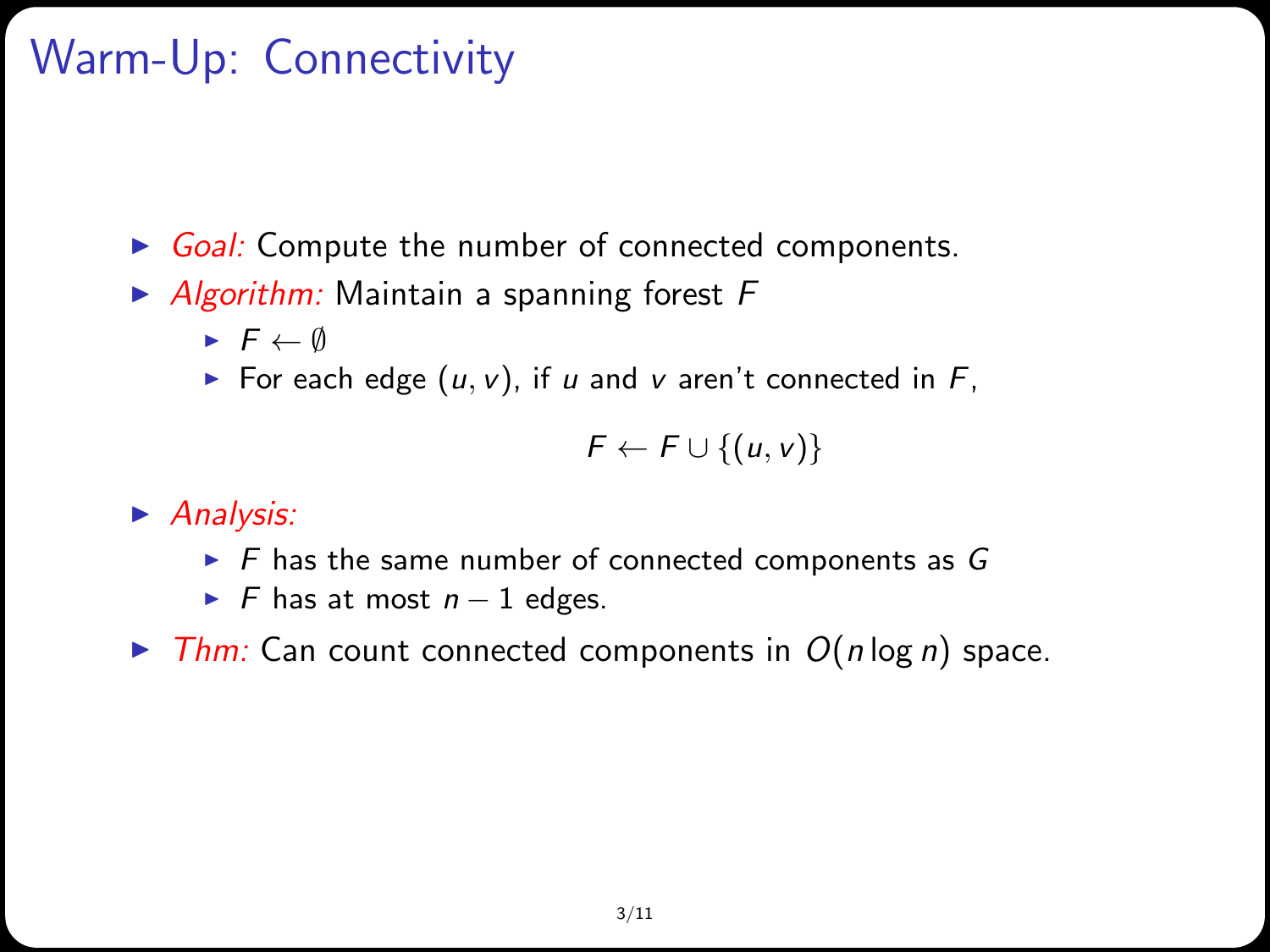# Warm-Up: Connectivity

- *Goal:* Compute the number of connected components.
- *Algorithm:* Maintain a spanning forest $F$
  - $F \leftarrow \emptyset$
  - For each edge $(u, v)$, if $u$ and $v$ aren't connected in $F$,

$$F \leftarrow F \cup \{(u, v)\}$$

- *Analysis:*
  - $F$ has the same number of connected components as $G$
  - $F$ has at most $n - 1$ edges.
- *Thm:* Can count connected components in $O(n \log n)$ space.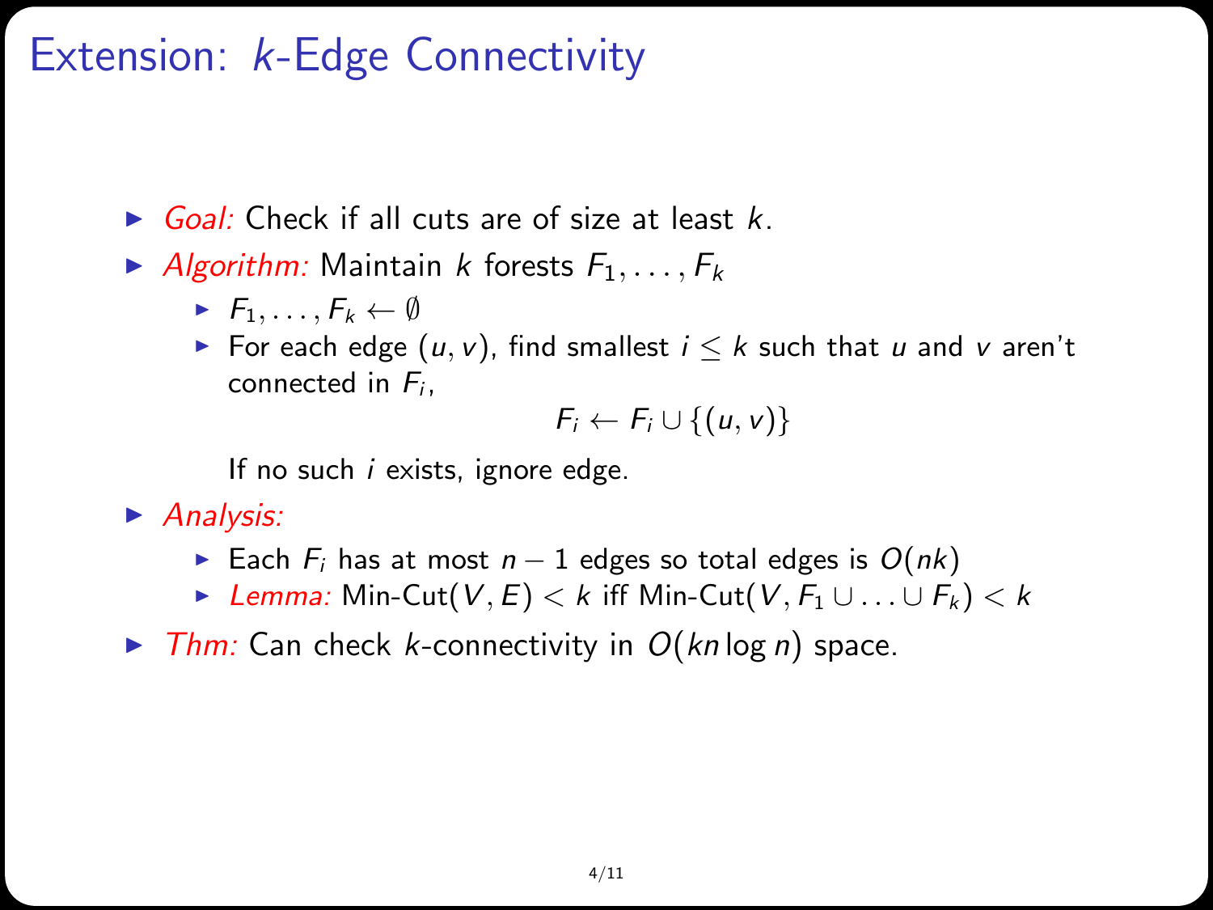# Extension: $k$-Edge Connectivity

- *Goal:* Check if all cuts are of size at least $k$.
- *Algorithm:* Maintain $k$ forests $F_1, \ldots, F_k$
  - $F_1, \ldots, F_k \leftarrow \emptyset$
  - For each edge $(u, v)$, find smallest $i \leq k$ such that $u$ and $v$ aren't connected in $F_i$,

    $$F_i \leftarrow F_i \cup \{(u, v)\}$$

    If no such $i$ exists, ignore edge.
- *Analysis:*
  - Each $F_i$ has at most $n - 1$ edges so total edges is $O(nk)$
  - *Lemma:* Min-Cut$(V, E) < k$ iff Min-Cut$(V, F_1 \cup \ldots \cup F_k) < k$
- *Thm:* Can check $k$-connectivity in $O(kn \log n)$ space.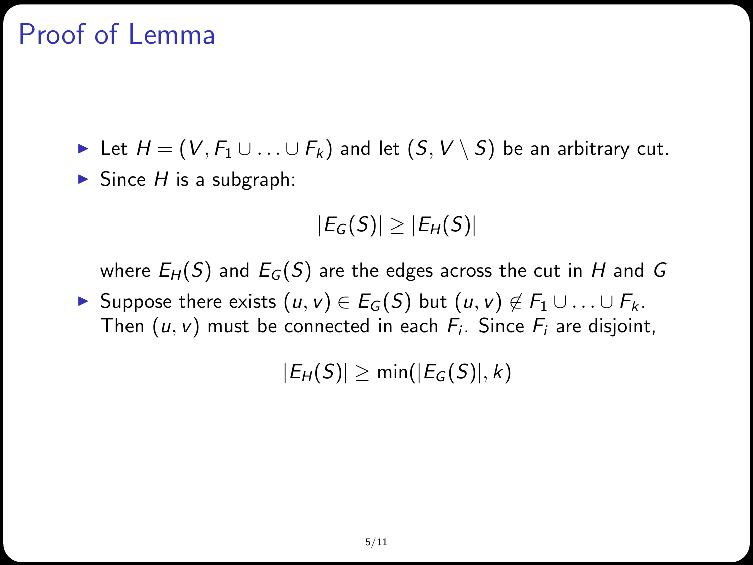# Proof of Lemma

- Let $H = (V, F_1 \cup \ldots \cup F_k)$ and let $(S, V \setminus S)$ be an arbitrary cut.
- Since $H$ is a subgraph:

  $$|E_G(S)| \geq |E_H(S)|$$

  where $E_H(S)$ and $E_G(S)$ are the edges across the cut in $H$ and $G$
- Suppose there exists $(u, v) \in E_G(S)$ but $(u, v) \notin F_1 \cup \ldots \cup F_k$. Then $(u, v)$ must be connected in each $F_i$. Since $F_i$ are disjoint,

  $$|E_H(S)| \geq \min(|E_G(S)|, k)$$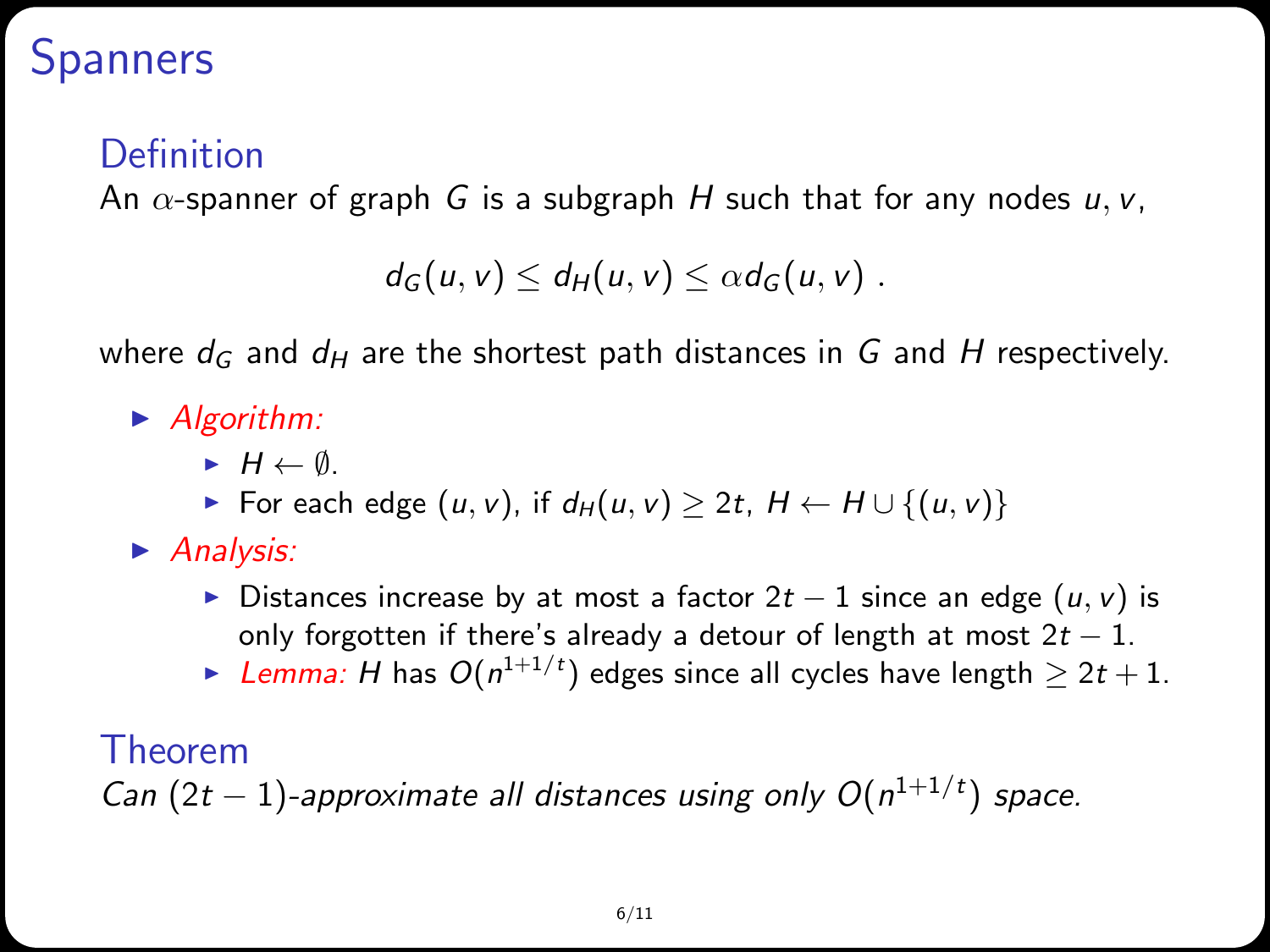# Spanners

## Definition

An $\alpha$-spanner of graph $G$ is a subgraph $H$ such that for any nodes $u, v$,

$$d_G(u, v) \leq d_H(u, v) \leq \alpha d_G(u, v) \ .$$

where $d_G$ and $d_H$ are the shortest path distances in $G$ and $H$ respectively.

- *Algorithm:*
  - $H \leftarrow \emptyset$.
  - For each edge $(u, v)$, if $d_H(u, v) \geq 2t$, $H \leftarrow H \cup \{(u, v)\}$
- *Analysis:*
  - Distances increase by at most a factor $2t - 1$ since an edge $(u, v)$ is only forgotten if there's already a detour of length at most $2t - 1$.
  - *Lemma:* $H$ has $O(n^{1+1/t})$ edges since all cycles have length $\geq 2t + 1$.

## Theorem

*Can $(2t - 1)$-approximate all distances using only $O(n^{1+1/t})$ space.*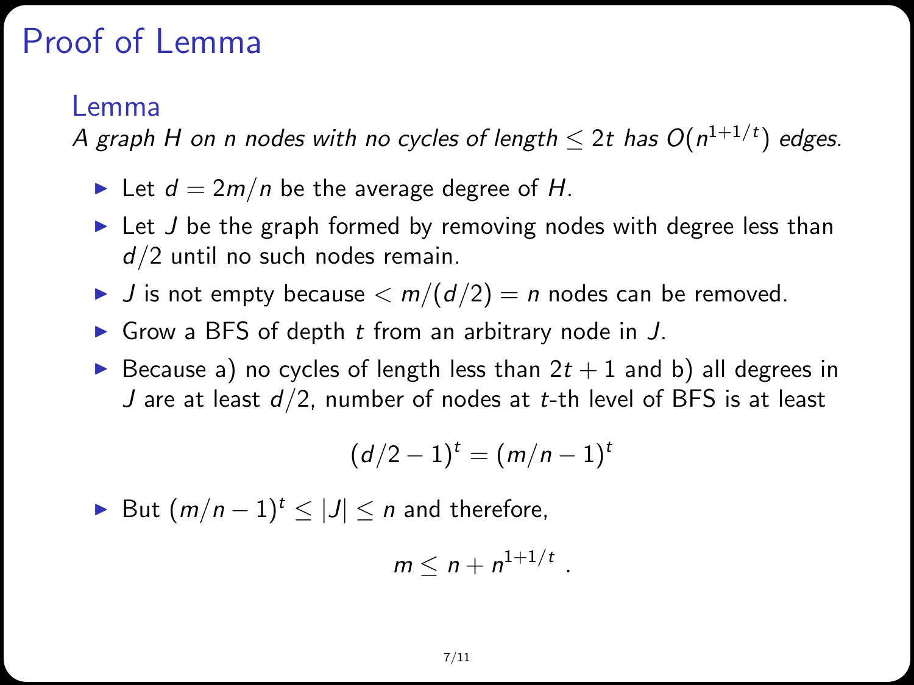# Proof of Lemma

## Lemma

*A graph $H$ on $n$ nodes with no cycles of length $\leq 2t$ has $O(n^{1+1/t})$ edges.*

- Let $d = 2m/n$ be the average degree of $H$.
- Let $J$ be the graph formed by removing nodes with degree less than $d/2$ until no such nodes remain.
- $J$ is not empty because $< m/(d/2) = n$ nodes can be removed.
- Grow a BFS of depth $t$ from an arbitrary node in $J$.
- Because a) no cycles of length less than $2t+1$ and b) all degrees in $J$ are at least $d/2$, number of nodes at $t$-th level of BFS is at least

$$(d/2 - 1)^t = (m/n - 1)^t$$

- But $(m/n - 1)^t \leq |J| \leq n$ and therefore,

$$m \leq n + n^{1+1/t} .$$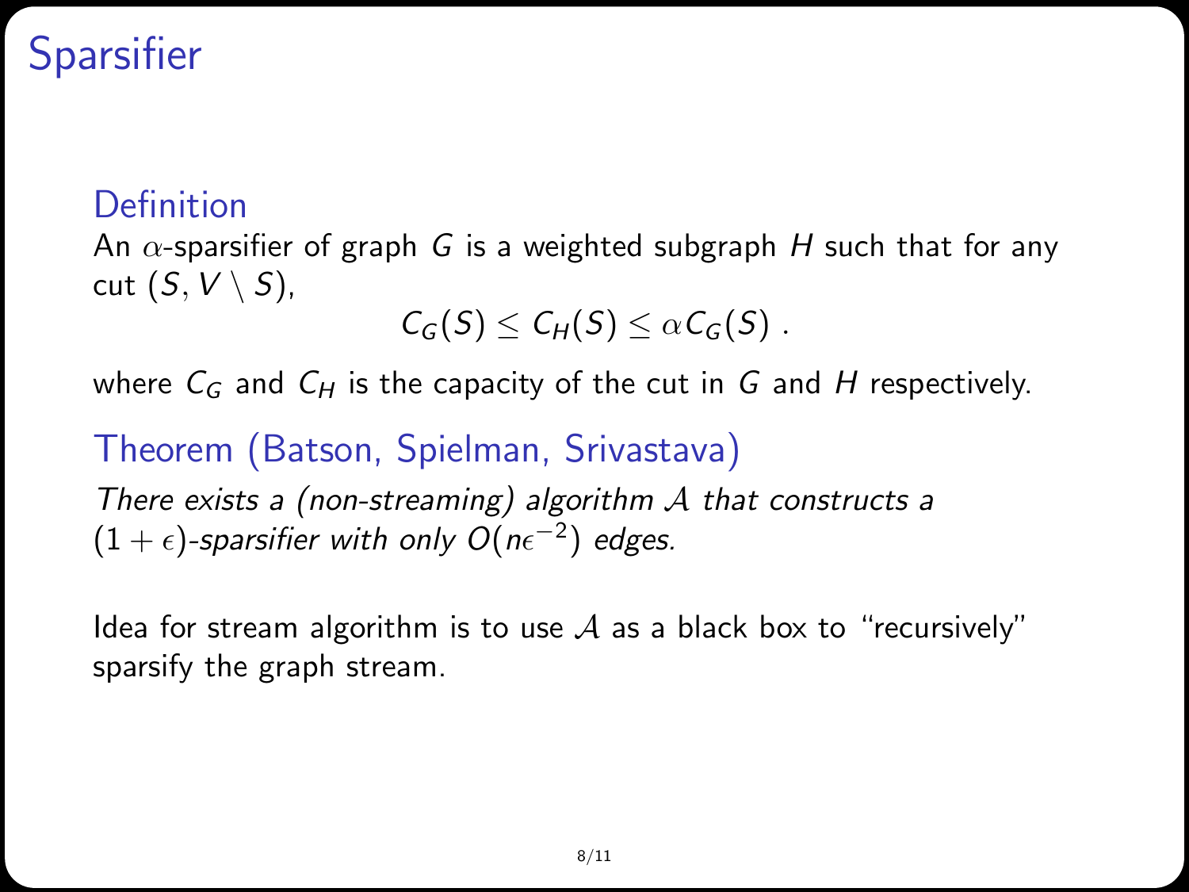# Sparsifier

### Definition

An $\alpha$-sparsifier of graph $G$ is a weighted subgraph $H$ such that for any cut $(S, V \setminus S)$,

$$C_G(S) \leq C_H(S) \leq \alpha C_G(S) \ .$$

where $C_G$ and $C_H$ is the capacity of the cut in $G$ and $H$ respectively.

### Theorem (Batson, Spielman, Srivastava)

*There exists a (non-streaming) algorithm $\mathcal{A}$ that constructs a $(1+\epsilon)$-sparsifier with only $O(n\epsilon^{-2})$ edges.*

Idea for stream algorithm is to use $\mathcal{A}$ as a black box to "recursively" sparsify the graph stream.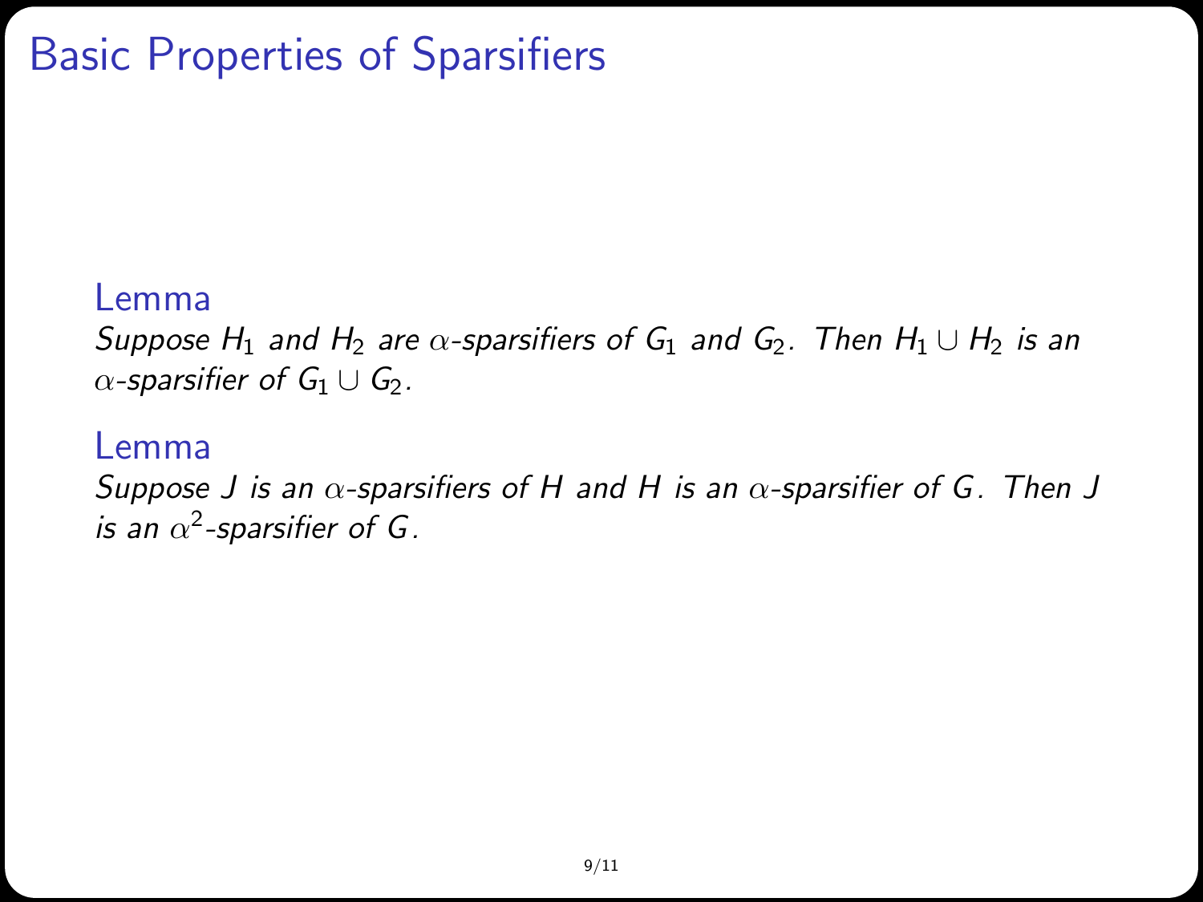# Basic Properties of Sparsifiers

**Lemma**

*Suppose $H_1$ and $H_2$ are $\alpha$-sparsifiers of $G_1$ and $G_2$. Then $H_1 \cup H_2$ is an $\alpha$-sparsifier of $G_1 \cup G_2$.*

**Lemma**

*Suppose $J$ is an $\alpha$-sparsifiers of $H$ and $H$ is an $\alpha$-sparsifier of $G$. Then $J$ is an $\alpha^2$-sparsifier of $G$.*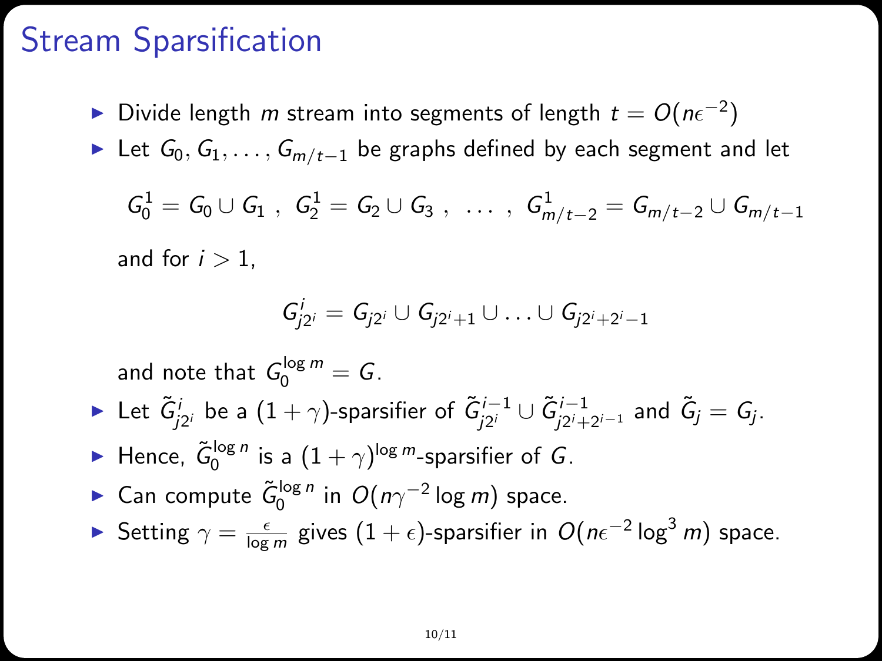# Stream Sparsification

- Divide length $m$ stream into segments of length $t = O(n\epsilon^{-2})$
- Let $G_0, G_1, \ldots, G_{m/t-1}$ be graphs defined by each segment and let

  $$G_0^1 = G_0 \cup G_1 \ , \ G_2^1 = G_2 \cup G_3 \ , \ \ldots \ , \ G_{m/t-2}^1 = G_{m/t-2} \cup G_{m/t-1}$$

  and for $i > 1$,

  $$G_{j2^i}^i = G_{j2^i} \cup G_{j2^i+1} \cup \ldots \cup G_{j2^i+2^i-1}$$

  and note that $G_0^{\log m} = G$.
- Let $\tilde{G}_{j2^i}^i$ be a $(1+\gamma)$-sparsifier of $\tilde{G}_{j2^i}^{i-1} \cup \tilde{G}_{j2^i+2^{i-1}}^{i-1}$ and $\tilde{G}_j = G_j$.
- Hence, $\tilde{G}_0^{\log n}$ is a $(1+\gamma)^{\log m}$-sparsifier of $G$.
- Can compute $\tilde{G}_0^{\log n}$ in $O(n\gamma^{-2} \log m)$ space.
- Setting $\gamma = \frac{\epsilon}{\log m}$ gives $(1+\epsilon)$-sparsifier in $O(n\epsilon^{-2} \log^3 m)$ space.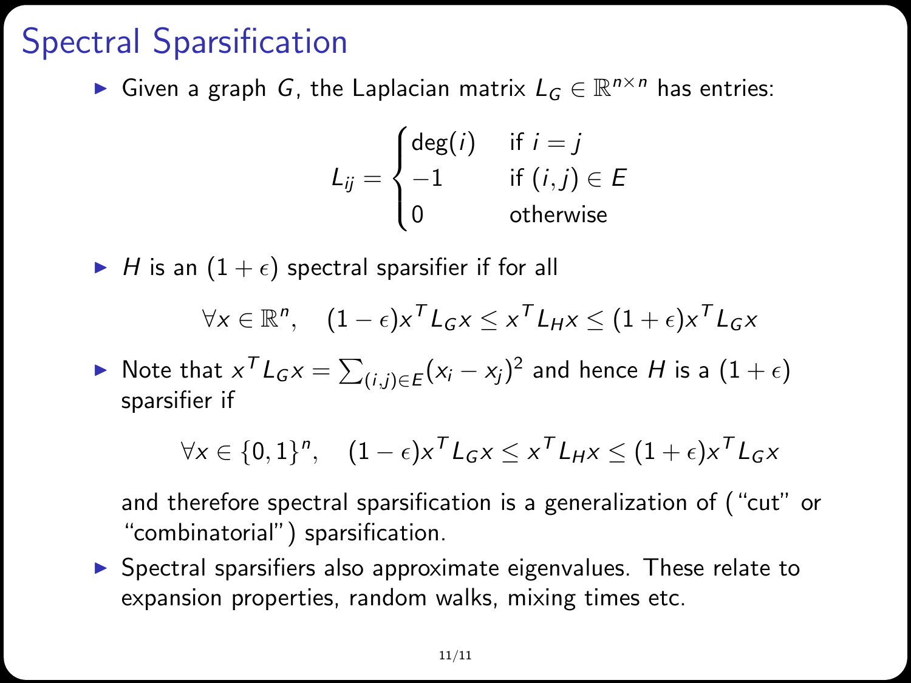# Spectral Sparsification

- Given a graph $G$, the Laplacian matrix $L_G \in \mathbb{R}^{n \times n}$ has entries:

$$L_{ij} = \begin{cases} \deg(i) & \text{if } i = j \\ -1 & \text{if } (i,j) \in E \\ 0 & \text{otherwise} \end{cases}$$

- $H$ is an $(1+\epsilon)$ spectral sparsifier if for all

$$\forall x \in \mathbb{R}^n, \quad (1-\epsilon)x^T L_G x \leq x^T L_H x \leq (1+\epsilon)x^T L_G x$$

- Note that $x^T L_G x = \sum_{(i,j)\in E}(x_i - x_j)^2$ and hence $H$ is a $(1+\epsilon)$ sparsifier if

$$\forall x \in \{0,1\}^n, \quad (1-\epsilon)x^T L_G x \leq x^T L_H x \leq (1+\epsilon)x^T L_G x$$

  and therefore spectral sparsification is a generalization of ("cut" or "combinatorial") sparsification.

- Spectral sparsifiers also approximate eigenvalues. These relate to expansion properties, random walks, mixing times etc.